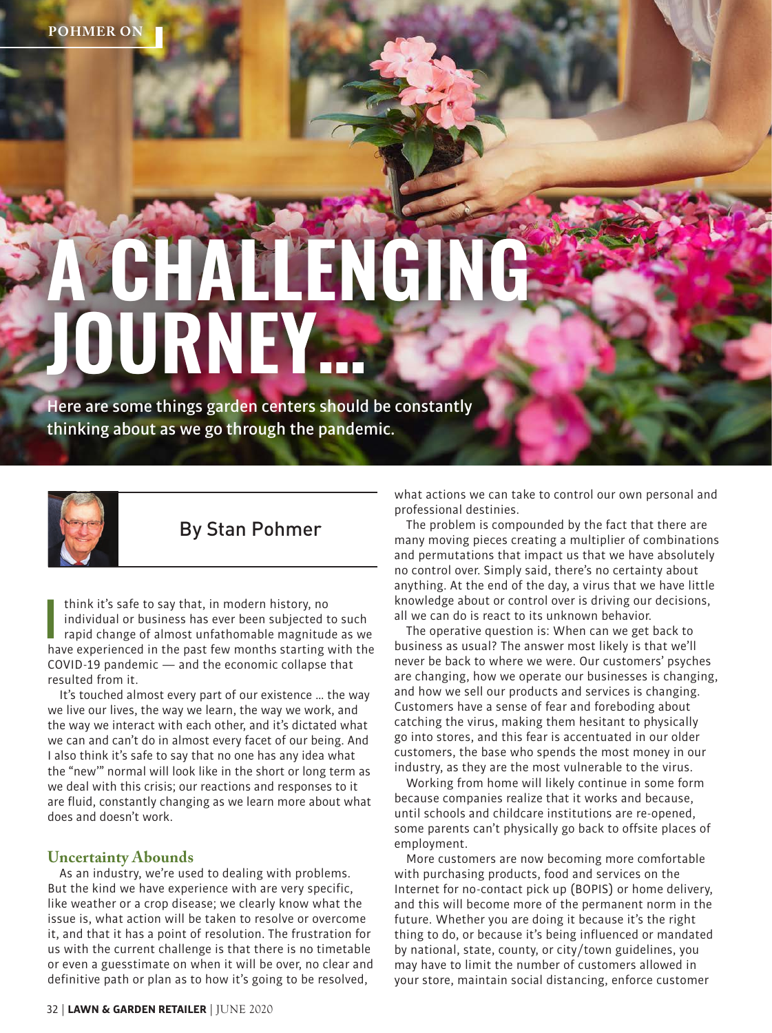# A CHALLENGING JOURNEY...

Here are some things garden centers should be constantly thinking about as we go through the pandemic.

By Stan Pohmer

I think it's safe to say that, in modern history, no individual or business has ever been subjected to such rapid change of almost unfathomable magnitude as we have experienced in the past few months starting with the COVID-19 pandemic — and the economic collapse that resulted from it.

It's touched almost every part of our existence ... the way we live our lives, the way we learn, the way we work, and the way we interact with each other, and it's dictated what we can and can't do in almost every facet of our being. And I also think it's safe to say that no one has any idea what the "new'" normal will look like in the short or long term as we deal with this crisis; our reactions and responses to it are fluid, constantly changing as we learn more about what does and doesn't work.

## Uncertainty Abounds

As an industry, we're used to dealing with problems. But the kind we have experience with are very specific, like weather or a crop disease; we clearly know what the issue is, what action will be taken to resolve or overcome it, and that it has a point of resolution. The frustration for us with the current challenge is that there is no timetable or even a guesstimate on when it will be over, no clear and definitive path or plan as to how it's going to be resolved, what actions we can take to control our own personal and professional destinies.

The problem is compounded by the fact that there are many moving pieces creating a multiplier of combinations and permutations that impact us that we have absolutely no control over. Simply said, there's no certainty about anything. At the end of the day, a virus that we have little knowledge about or control over is driving our decisions, all we can do is react to its unknown behavior.

The operative question is: When can we get back to business as usual? The answer most likely is that we'll never be back to where we were. Our customers' psyches are changing, how we operate our businesses is changing, and how we sell our products and services is changing. Customers have a sense of fear and foreboding about catching the virus, making them hesitant to physically go into stores, and this fear is accentuated in our older customers, the base who spends the most money in our industry, as they are the most vulnerable to the virus.

Working from home will likely continue in some form because companies realize that it works and because, until schools and childcare institutions are re-opened, some parents can't physically go back to offsite places of employment.

More customers are now becoming more comfortable with purchasing products, food and services on the Internet for no-contact pick up (BOPIS) or home delivery, and this will become more of the permanent norm in the future. Whether you are doing it because it's the right thing to do, or because it's being influenced or mandated by national, state, county, or city/town guidelines, you may have to limit the number of customers allowed in your store, maintain social distancing, enforce customer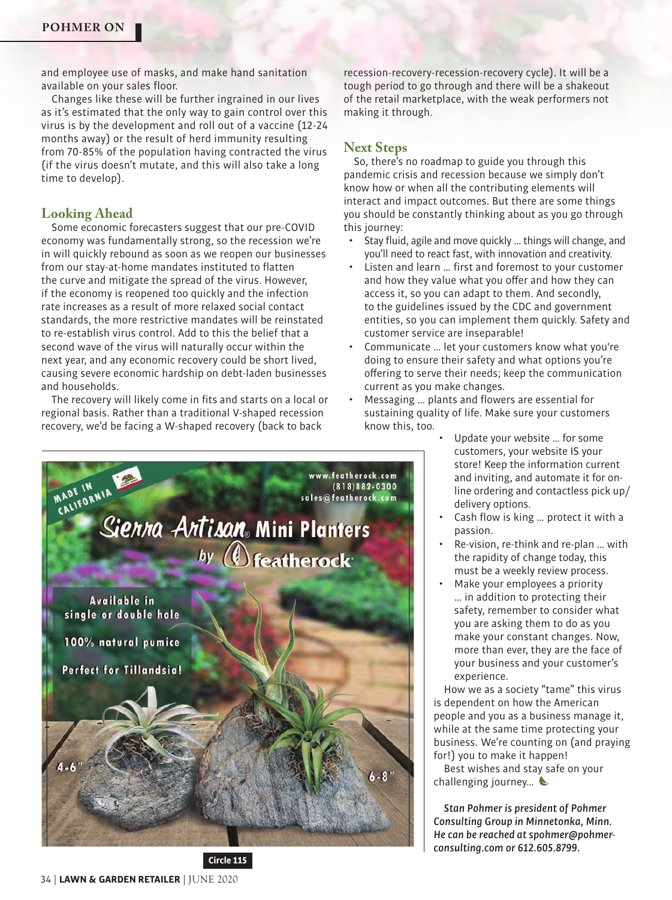and employee use of masks, and make hand sanitation available on your sales floor.

Changes like these will be further ingrained in our lives as it's estimated that the only way to gain control over this virus is by the development and roll out of a vaccine (12-24 months away) or the result of herd immunity resulting from 70-85% of the population having contracted the virus (if the virus doesn't mutate, and this will also take a long time to develop).

## Looking Ahead

Some economic forecasters suggest that our pre-COVID economy was fundamentally strong, so the recession we're in will quickly rebound as soon as we reopen our businesses from our stay-at-home mandates instituted to flatten the curve and mitigate the spread of the virus. However, if the economy is reopened too quickly and the infection rate increases as a result of more relaxed social contact standards, the more restrictive mandates will be reinstated to re-establish virus control. Add to this the belief that a second wave of the virus will naturally occur within the next year, and any economic recovery could be short lived, causing severe economic hardship on debt-laden businesses and households.

The recovery will likely come in fits and starts on a local or regional basis. Rather than a traditional V-shaped recession recovery, we'd be facing a W-shaped recovery (back to back recession-recovery-recession-recovery cycle). It will be a tough period to go through and there will be a shakeout of the retail marketplace, with the weak performers not making it through.

## Next Steps

So, there's no roadmap to guide you through this pandemic crisis and recession because we simply don't know how or when all the contributing elements will interact and impact outcomes. But there are some things you should be constantly thinking about as you go through this journey:

- Stay fluid, agile and move quickly … things will change, and you'll need to react fast, with innovation and creativity.
- Listen and learn … first and foremost to your customer and how they value what you offer and how they can access it, so you can adapt to them. And secondly, to the guidelines issued by the CDC and government entities, so you can implement them quickly. Safety and customer service are inseparable!
- Communicate … let your customers know what you're doing to ensure their safety and what options you're offering to serve their needs; keep the communication current as you make changes.
- Messaging … plants and flowers are essential for sustaining quality of life. Make sure your customers know this, too.
- Update your website … for some customers, your website IS your store! Keep the information current and inviting, and automate it for on-line ordering and contactless pick up/ delivery options.
- Cash flow is king … protect it with a passion.
- Re-vision, re-think and re-plan … with the rapidity of change today, this must be a weekly review process.
- Make your employees a priority … in addition to protecting their safety, remember to consider what you are asking them to do as you make your constant changes. Now, more than ever, they are the face of your business and your customer's experience.

How we as a society "tame" this virus is dependent on how the American people and you as a business manage it, while at the same time protecting your business. We're counting on (and praying for!) you to make it happen!

Best wishes and stay safe on your challenging journey…

*Stan Pohmer is president of Pohmer Consulting Group in Minnetonka, Minn. He can be reached at spohmer@pohmer-consulting.com or 612.605.8799.*

MADE IN CALIFORNIA

www.featherock.com
(818)882-0300
sales@featherock.com

Sierra Artisan® Mini Planters by featherock®

Available in single or double hole

100% natural pumice

Perfect for Tillandsia!

4-6"

6-8"

Circle 115